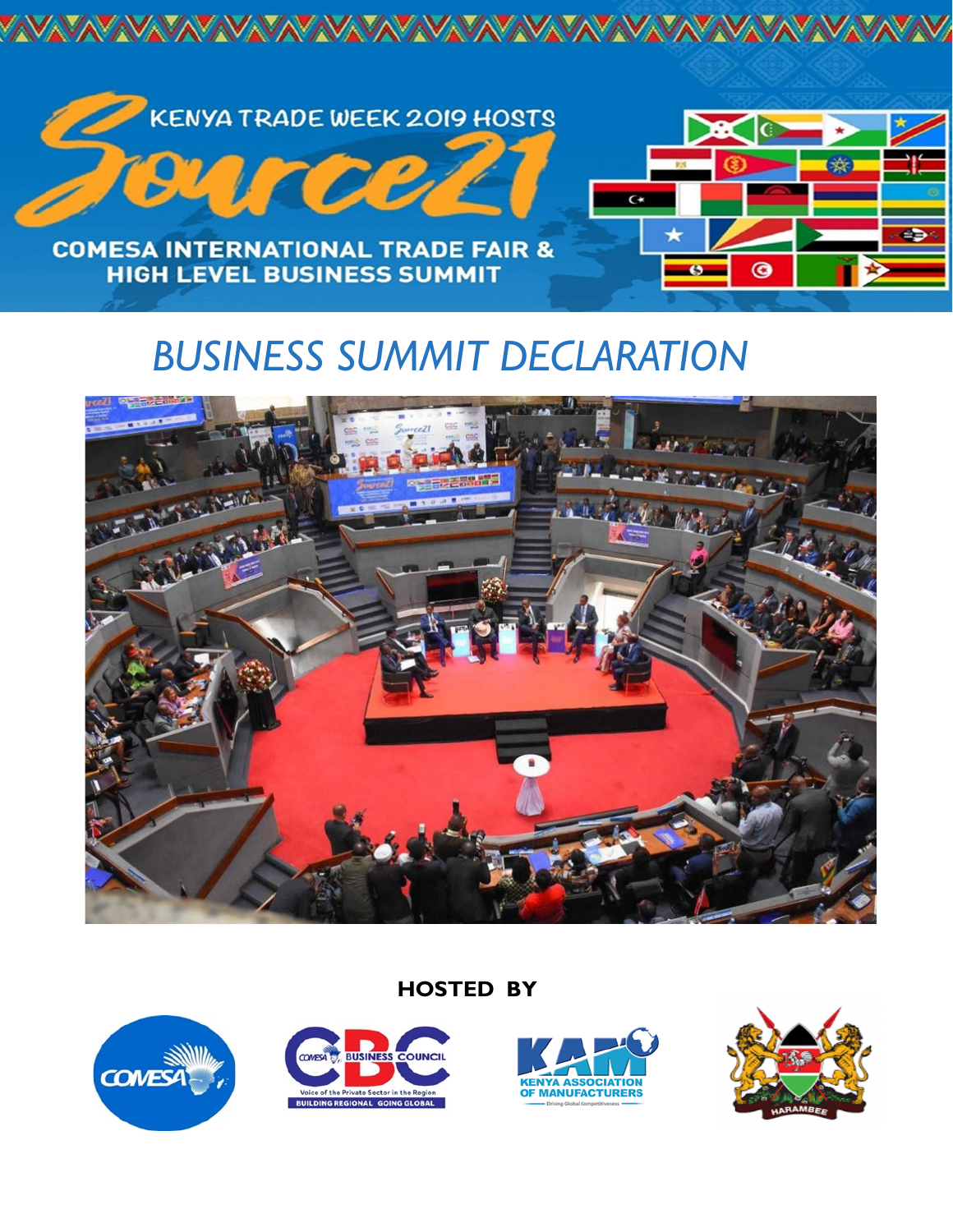KENYA TRADE WEEK 2019 HOSTS

# Source21

COMESA INTERNATIONAL TRADE FAIR & HIGH LEVEL BUSINESS SUMMIT

# *BUSINESS SUMMIT DECLARATION*

**HOSTED BY**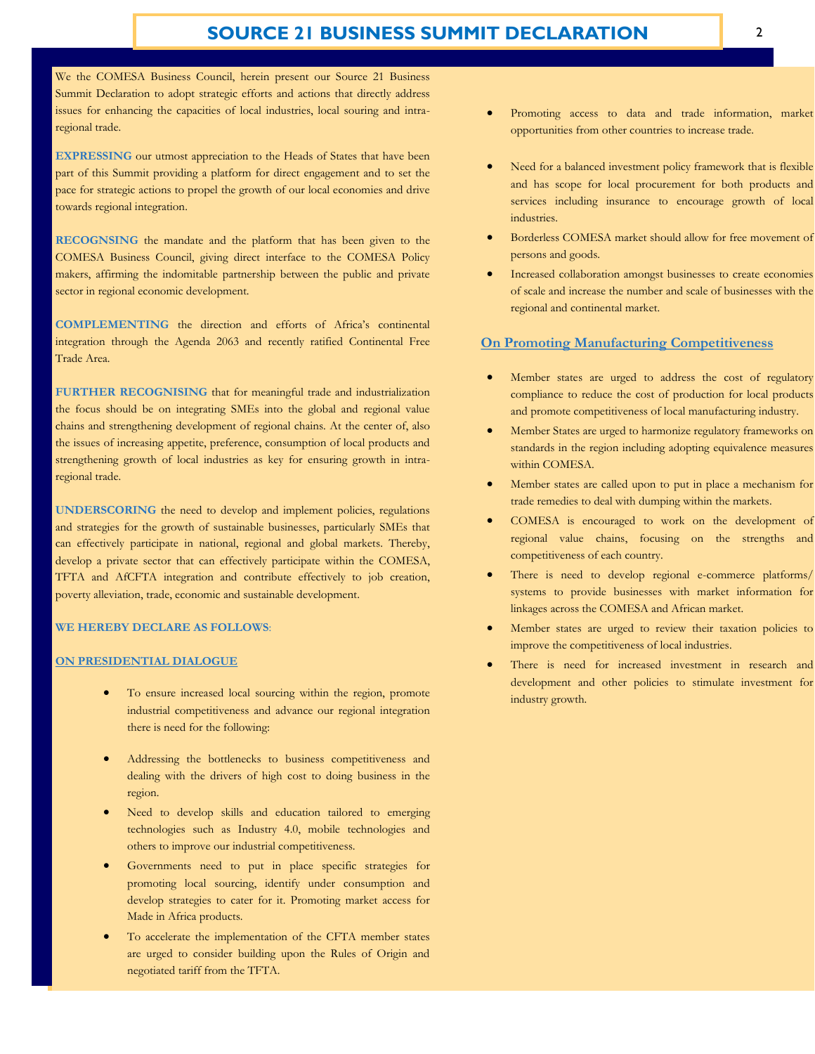# SOURCE 21 BUSINESS SUMMIT DECLARATION

We the COMESA Business Council, herein present our Source 21 Business Summit Declaration to adopt strategic efforts and actions that directly address issues for enhancing the capacities of local industries, local souring and intra-regional trade.

**EXPRESSING** our utmost appreciation to the Heads of States that have been part of this Summit providing a platform for direct engagement and to set the pace for strategic actions to propel the growth of our local economies and drive towards regional integration.

**RECOGNSING** the mandate and the platform that has been given to the COMESA Business Council, giving direct interface to the COMESA Policy makers, affirming the indomitable partnership between the public and private sector in regional economic development.

**COMPLEMENTING** the direction and efforts of Africa's continental integration through the Agenda 2063 and recently ratified Continental Free Trade Area.

**FURTHER RECOGNISING** that for meaningful trade and industrialization the focus should be on integrating SMEs into the global and regional value chains and strengthening development of regional chains. At the center of, also the issues of increasing appetite, preference, consumption of local products and strengthening growth of local industries as key for ensuring growth in intra-regional trade.

**UNDERSCORING** the need to develop and implement policies, regulations and strategies for the growth of sustainable businesses, particularly SMEs that can effectively participate in national, regional and global markets. Thereby, develop a private sector that can effectively participate within the COMESA, TFTA and AfCFTA integration and contribute effectively to job creation, poverty alleviation, trade, economic and sustainable development.

**WE HEREBY DECLARE AS FOLLOWS**:

## ON PRESIDENTIAL DIALOGUE

- To ensure increased local sourcing within the region, promote industrial competitiveness and advance our regional integration there is need for the following:
- Addressing the bottlenecks to business competitiveness and dealing with the drivers of high cost to doing business in the region.
- Need to develop skills and education tailored to emerging technologies such as Industry 4.0, mobile technologies and others to improve our industrial competitiveness.
- Governments need to put in place specific strategies for promoting local sourcing, identify under consumption and develop strategies to cater for it. Promoting market access for Made in Africa products.
- To accelerate the implementation of the CFTA member states are urged to consider building upon the Rules of Origin and negotiated tariff from the TFTA.
- Promoting access to data and trade information, market opportunities from other countries to increase trade.
- Need for a balanced investment policy framework that is flexible and has scope for local procurement for both products and services including insurance to encourage growth of local industries.
- Borderless COMESA market should allow for free movement of persons and goods.
- Increased collaboration amongst businesses to create economies of scale and increase the number and scale of businesses with the regional and continental market.

## On Promoting Manufacturing Competitiveness

- Member states are urged to address the cost of regulatory compliance to reduce the cost of production for local products and promote competitiveness of local manufacturing industry.
- Member States are urged to harmonize regulatory frameworks on standards in the region including adopting equivalence measures within COMESA.
- Member states are called upon to put in place a mechanism for trade remedies to deal with dumping within the markets.
- COMESA is encouraged to work on the development of regional value chains, focusing on the strengths and competitiveness of each country.
- There is need to develop regional e-commerce platforms/ systems to provide businesses with market information for linkages across the COMESA and African market.
- Member states are urged to review their taxation policies to improve the competitiveness of local industries.
- There is need for increased investment in research and development and other policies to stimulate investment for industry growth.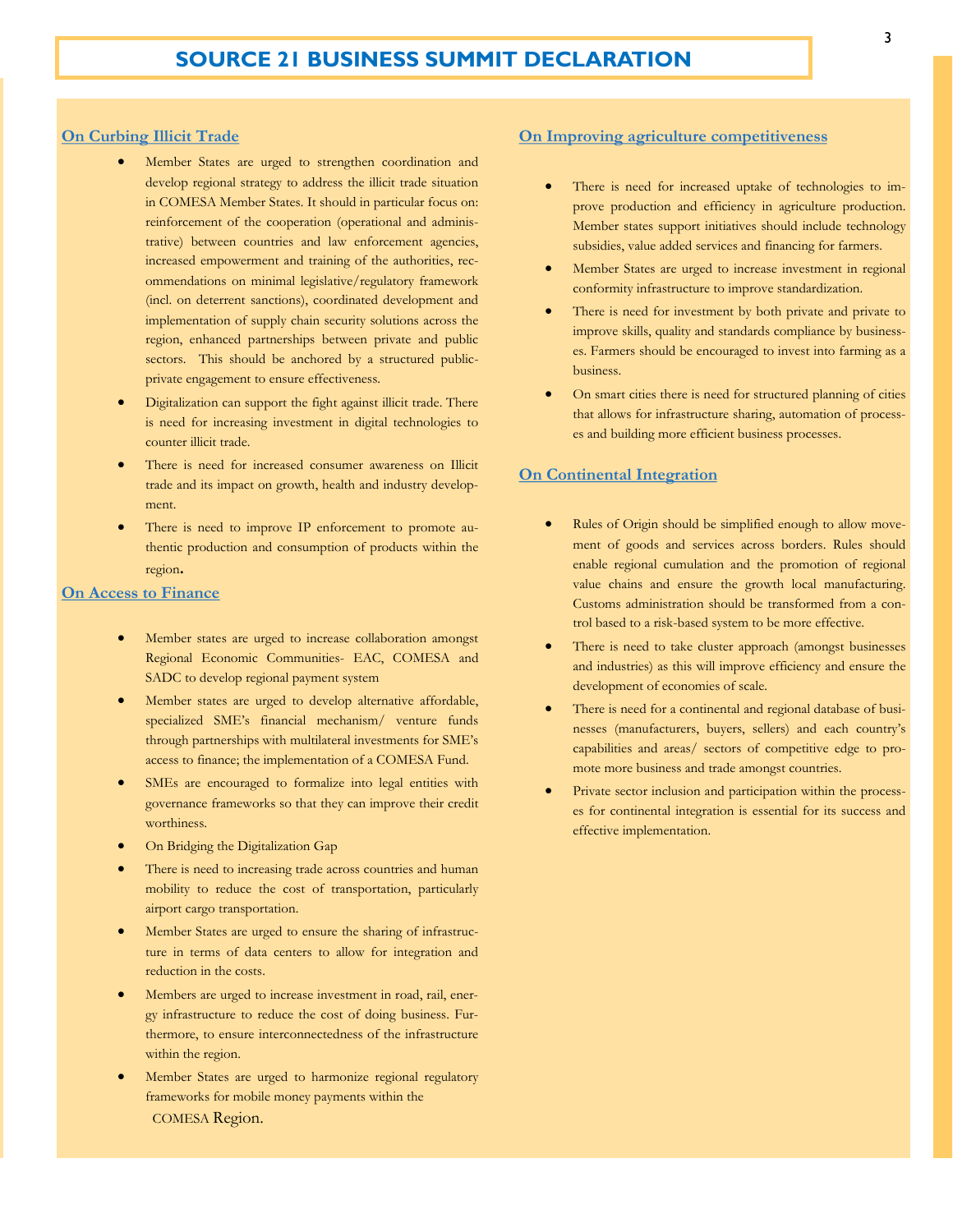# SOURCE 21 BUSINESS SUMMIT DECLARATION

## On Curbing Illicit Trade

- Member States are urged to strengthen coordination and develop regional strategy to address the illicit trade situation in COMESA Member States. It should in particular focus on: reinforcement of the cooperation (operational and administrative) between countries and law enforcement agencies, increased empowerment and training of the authorities, recommendations on minimal legislative/regulatory framework (incl. on deterrent sanctions), coordinated development and implementation of supply chain security solutions across the region, enhanced partnerships between private and public sectors. This should be anchored by a structured public-private engagement to ensure effectiveness.
- Digitalization can support the fight against illicit trade. There is need for increasing investment in digital technologies to counter illicit trade.
- There is need for increased consumer awareness on Illicit trade and its impact on growth, health and industry development.
- There is need to improve IP enforcement to promote authentic production and consumption of products within the region.

## On Access to Finance

- Member states are urged to increase collaboration amongst Regional Economic Communities- EAC, COMESA and SADC to develop regional payment system
- Member states are urged to develop alternative affordable, specialized SME's financial mechanism/ venture funds through partnerships with multilateral investments for SME's access to finance; the implementation of a COMESA Fund.
- SMEs are encouraged to formalize into legal entities with governance frameworks so that they can improve their credit worthiness.
- On Bridging the Digitalization Gap
- There is need to increasing trade across countries and human mobility to reduce the cost of transportation, particularly airport cargo transportation.
- Member States are urged to ensure the sharing of infrastructure in terms of data centers to allow for integration and reduction in the costs.
- Members are urged to increase investment in road, rail, energy infrastructure to reduce the cost of doing business. Furthermore, to ensure interconnectedness of the infrastructure within the region.
- Member States are urged to harmonize regional regulatory frameworks for mobile money payments within the COMESA Region.

## On Improving agriculture competitiveness

- There is need for increased uptake of technologies to improve production and efficiency in agriculture production. Member states support initiatives should include technology subsidies, value added services and financing for farmers.
- Member States are urged to increase investment in regional conformity infrastructure to improve standardization.
- There is need for investment by both private and private to improve skills, quality and standards compliance by businesses. Farmers should be encouraged to invest into farming as a business.
- On smart cities there is need for structured planning of cities that allows for infrastructure sharing, automation of processes and building more efficient business processes.

## On Continental Integration

- Rules of Origin should be simplified enough to allow movement of goods and services across borders. Rules should enable regional cumulation and the promotion of regional value chains and ensure the growth local manufacturing. Customs administration should be transformed from a control based to a risk-based system to be more effective.
- There is need to take cluster approach (amongst businesses and industries) as this will improve efficiency and ensure the development of economies of scale.
- There is need for a continental and regional database of businesses (manufacturers, buyers, sellers) and each country's capabilities and areas/ sectors of competitive edge to promote more business and trade amongst countries.
- Private sector inclusion and participation within the processes for continental integration is essential for its success and effective implementation.